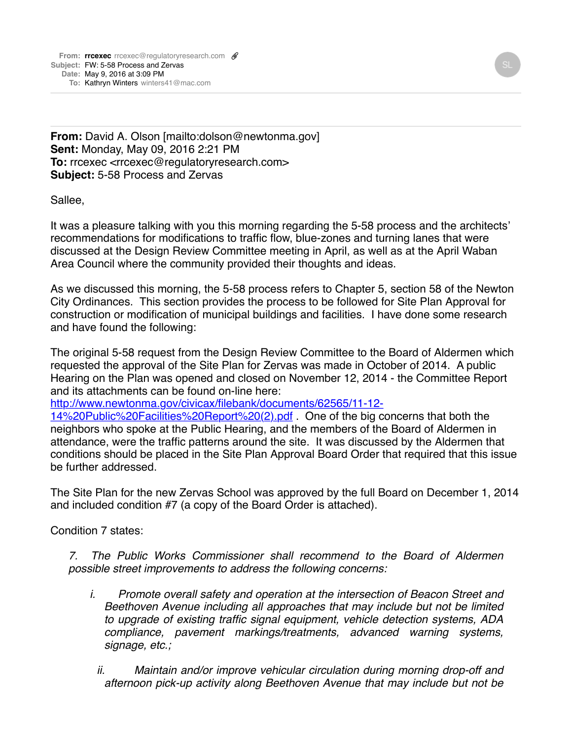**From:** rrcexec rrcexec@regulatoryresearch.com
**Subject:** FW: 5-58 Process and Zervas
**Date:** May 9, 2016 at 3:09 PM
**To:** Kathryn Winters winters41@mac.com

SL

---

**From:** David A. Olson [mailto:dolson@newtonma.gov]
**Sent:** Monday, May 09, 2016 2:21 PM
**To:** rrcexec <rrcexec@regulatoryresearch.com>
**Subject:** 5-58 Process and Zervas

Sallee,

It was a pleasure talking with you this morning regarding the 5-58 process and the architects' recommendations for modifications to traffic flow, blue-zones and turning lanes that were discussed at the Design Review Committee meeting in April, as well as at the April Waban Area Council where the community provided their thoughts and ideas.

As we discussed this morning, the 5-58 process refers to Chapter 5, section 58 of the Newton City Ordinances. This section provides the process to be followed for Site Plan Approval for construction or modification of municipal buildings and facilities. I have done some research and have found the following:

The original 5-58 request from the Design Review Committee to the Board of Aldermen which requested the approval of the Site Plan for Zervas was made in October of 2014. A public Hearing on the Plan was opened and closed on November 12, 2014 - the Committee Report and its attachments can be found on-line here: [http://www.newtonma.gov/civicax/filebank/documents/62565/11-12-14%20Public%20Facilities%20Report%20(2).pdf](http://www.newtonma.gov/civicax/filebank/documents/62565/11-12-14%20Public%20Facilities%20Report%20(2).pdf) . One of the big concerns that both the neighbors who spoke at the Public Hearing, and the members of the Board of Aldermen in attendance, were the traffic patterns around the site. It was discussed by the Aldermen that conditions should be placed in the Site Plan Approval Board Order that required that this issue be further addressed.

The Site Plan for the new Zervas School was approved by the full Board on December 1, 2014 and included condition #7 (a copy of the Board Order is attached).

Condition 7 states:

> *7. The Public Works Commissioner shall recommend to the Board of Aldermen possible street improvements to address the following concerns:*
>
> *i. Promote overall safety and operation at the intersection of Beacon Street and Beethoven Avenue including all approaches that may include but not be limited to upgrade of existing traffic signal equipment, vehicle detection systems, ADA compliance, pavement markings/treatments, advanced warning systems, signage, etc.;*
>
> *ii. Maintain and/or improve vehicular circulation during morning drop-off and afternoon pick-up activity along Beethoven Avenue that may include but not be*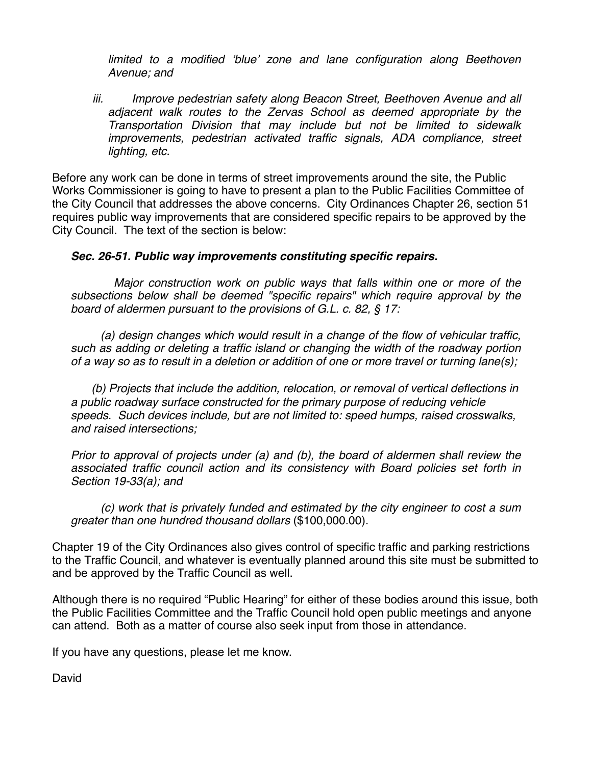*limited to a modified 'blue' zone and lane configuration along Beethoven Avenue; and*

*iii. Improve pedestrian safety along Beacon Street, Beethoven Avenue and all adjacent walk routes to the Zervas School as deemed appropriate by the Transportation Division that may include but not be limited to sidewalk improvements, pedestrian activated traffic signals, ADA compliance, street lighting, etc.*

Before any work can be done in terms of street improvements around the site, the Public Works Commissioner is going to have to present a plan to the Public Facilities Committee of the City Council that addresses the above concerns. City Ordinances Chapter 26, section 51 requires public way improvements that are considered specific repairs to be approved by the City Council. The text of the section is below:

***Sec. 26-51. Public way improvements constituting specific repairs.***

*Major construction work on public ways that falls within one or more of the subsections below shall be deemed "specific repairs" which require approval by the board of aldermen pursuant to the provisions of G.L. c. 82, § 17:*

*(a) design changes which would result in a change of the flow of vehicular traffic, such as adding or deleting a traffic island or changing the width of the roadway portion of a way so as to result in a deletion or addition of one or more travel or turning lane(s);*

*(b) Projects that include the addition, relocation, or removal of vertical deflections in a public roadway surface constructed for the primary purpose of reducing vehicle speeds. Such devices include, but are not limited to: speed humps, raised crosswalks, and raised intersections;*

*Prior to approval of projects under (a) and (b), the board of aldermen shall review the associated traffic council action and its consistency with Board policies set forth in Section 19-33(a); and*

*(c) work that is privately funded and estimated by the city engineer to cost a sum greater than one hundred thousand dollars* (\$100,000.00).

Chapter 19 of the City Ordinances also gives control of specific traffic and parking restrictions to the Traffic Council, and whatever is eventually planned around this site must be submitted to and be approved by the Traffic Council as well.

Although there is no required "Public Hearing" for either of these bodies around this issue, both the Public Facilities Committee and the Traffic Council hold open public meetings and anyone can attend. Both as a matter of course also seek input from those in attendance.

If you have any questions, please let me know.

David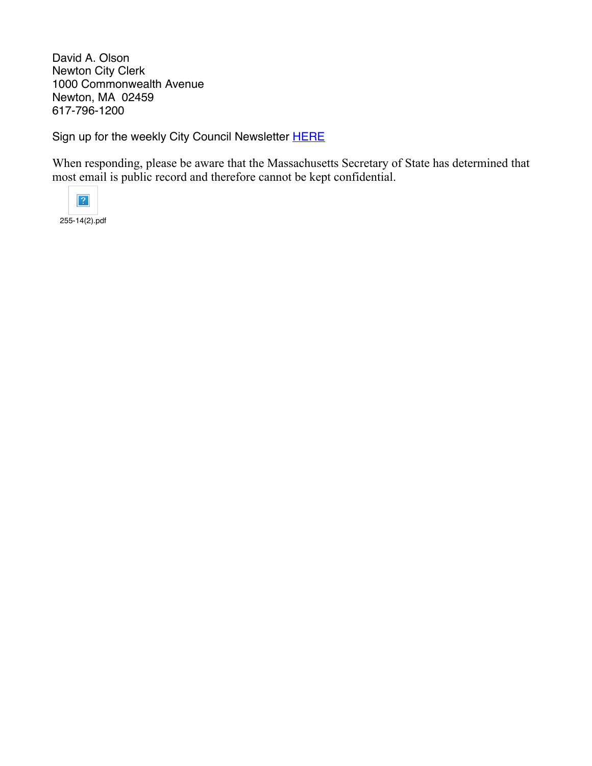David A. Olson
Newton City Clerk
1000 Commonwealth Avenue
Newton, MA 02459
617-796-1200

Sign up for the weekly City Council Newsletter HERE

When responding, please be aware that the Massachusetts Secretary of State has determined that most email is public record and therefore cannot be kept confidential.

255-14(2).pdf